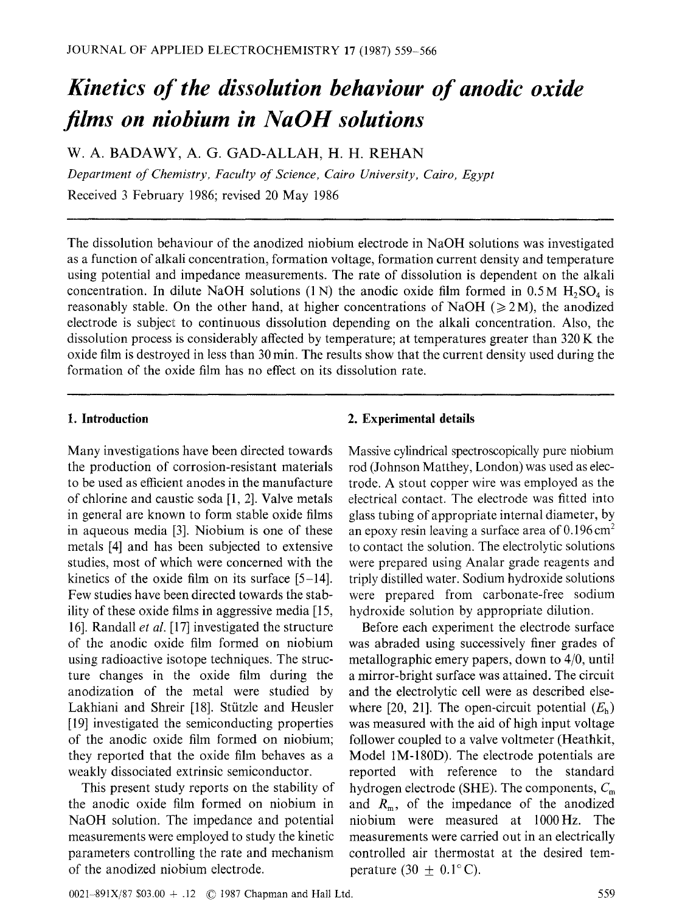# *Kinetics of the dissolution behaviour of anodic oxide films on niobium in NaOH solutions*

W. A. BADAWY, A. G. GAD-ALLAH, H. H. REHAN

*Department of Chemistry, Faculty of Science, Cairo University, Cairo, Egypt*

Received 3 February 1986; revised 20 May 1986

The dissolution behaviour of the anodized niobium electrode in NaOH solutions was investigated as a function of alkali concentration, formation voltage, formation current density and temperature using potential and impedance measurements. The rate of dissolution is dependent on the alkali concentration. In dilute NaOH solutions (1 N) the anodic oxide film formed in 0.5 M $H_2SO_4$ is reasonably stable. On the other hand, at higher concentrations of NaOH ($\geqslant 2$ M), the anodized electrode is subject to continuous dissolution depending on the alkali concentration. Also, the dissolution process is considerably affected by temperature; at temperatures greater than 320 K the oxide film is destroyed in less than 30 min. The results show that the current density used during the formation of the oxide film has no effect on its dissolution rate.

## 1. Introduction

Many investigations have been directed towards the production of corrosion-resistant materials to be used as efficient anodes in the manufacture of chlorine and caustic soda [1, 2]. Valve metals in general are known to form stable oxide films in aqueous media [3]. Niobium is one of these metals [4] and has been subjected to extensive studies, most of which were concerned with the kinetics of the oxide film on its surface [5–14]. Few studies have been directed towards the stability of these oxide films in aggressive media [15, 16]. Randall *et al.* [17] investigated the structure of the anodic oxide film formed on niobium using radioactive isotope techniques. The structure changes in the oxide film during the anodization of the metal were studied by Lakhiani and Shreir [18]. Stützle and Heusler [19] investigated the semiconducting properties of the anodic oxide film formed on niobium; they reported that the oxide film behaves as a weakly dissociated extrinsic semiconductor.

This present study reports on the stability of the anodic oxide film formed on niobium in NaOH solution. The impedance and potential measurements were employed to study the kinetic parameters controlling the rate and mechanism of the anodized niobium electrode.

## 2. Experimental details

Massive cylindrical spectroscopically pure niobium rod (Johnson Matthey, London) was used as electrode. A stout copper wire was employed as the electrical contact. The electrode was fitted into glass tubing of appropriate internal diameter, by an epoxy resin leaving a surface area of 0.196 $cm^2$ to contact the solution. The electrolytic solutions were prepared using Analar grade reagents and triply distilled water. Sodium hydroxide solutions were prepared from carbonate-free sodium hydroxide solution by appropriate dilution.

Before each experiment the electrode surface was abraded using successively finer grades of metallographic emery papers, down to 4/0, until a mirror-bright surface was attained. The circuit and the electrolytic cell were as described elsewhere [20, 21]. The open-circuit potential ($E_h$) was measured with the aid of high input voltage follower coupled to a valve voltmeter (Heathkit, Model 1M-180D). The electrode potentials are reported with reference to the standard hydrogen electrode (SHE). The components, $C_m$ and $R_m$, of the impedance of the anodized niobium were measured at 1000 Hz. The measurements were carried out in an electrically controlled air thermostat at the desired temperature (30 $\pm$ 0.1° C).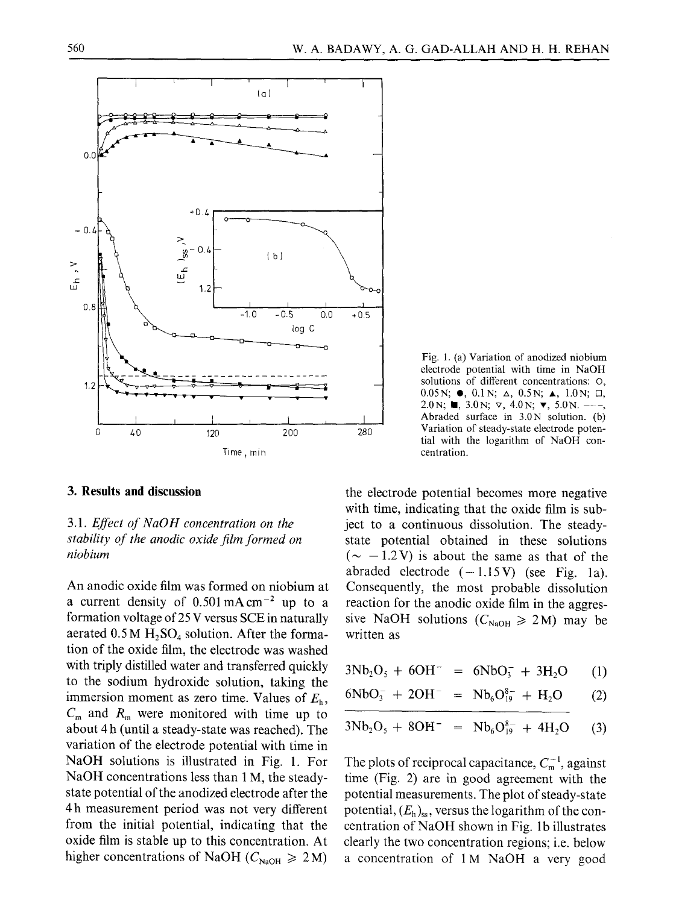Fig. 1. (a) Variation of anodized niobium electrode potential with time in NaOH solutions of different concentrations: ○, 0.05 N; ●, 0.1 N; △, 0.5 N; ▲, 1.0 N; □, 2.0 N; ■, 3.0 N; ▽, 4.0 N; ▼, 5.0 N. ---, Abraded surface in 3.0 N solution. (b) Variation of steady-state electrode potential with the logarithm of NaOH concentration.

## 3. Results and discussion

### 3.1. *Effect of NaOH concentration on the stability of the anodic oxide film formed on niobium*

An anodic oxide film was formed on niobium at a current density of $0.501\ \text{mA cm}^{-2}$ up to a formation voltage of 25 V versus SCE in naturally aerated 0.5 M $H_2SO_4$ solution. After the formation of the oxide film, the electrode was washed with triply distilled water and transferred quickly to the sodium hydroxide solution, taking the immersion moment as zero time. Values of $E_h$, $C_m$ and $R_m$ were monitored with time up to about 4 h (until a steady-state was reached). The variation of the electrode potential with time in NaOH solutions is illustrated in Fig. 1. For NaOH concentrations less than 1 M, the steady-state potential of the anodized electrode after the 4 h measurement period was not very different from the initial potential, indicating that the oxide film is stable up to this concentration. At higher concentrations of NaOH ($C_{\text{NaOH}} \geqslant 2\,\text{M}$) the electrode potential becomes more negative with time, indicating that the oxide film is subject to a continuous dissolution. The steady-state potential obtained in these solutions ($\sim -1.2\,\text{V}$) is about the same as that of the abraded electrode ($-1.15\,\text{V}$) (see Fig. 1a). Consequently, the most probable dissolution reaction for the anodic oxide film in the aggressive NaOH solutions ($C_{\text{NaOH}} \geqslant 2\,\text{M}$) may be written as

$$3Nb_2O_5 + 6OH^- = 6NbO_3^- + 3H_2O \qquad (1)$$

$$6NbO_3^- + 2OH^- = Nb_6O_{19}^{8-} + H_2O \qquad (2)$$

$$3Nb_2O_5 + 8OH^- = Nb_6O_{19}^{8-} + 4H_2O \qquad (3)$$

The plots of reciprocal capacitance, $C_m^{-1}$, against time (Fig. 2) are in good agreement with the potential measurements. The plot of steady-state potential, $(E_h)_{ss}$, versus the logarithm of the concentration of NaOH shown in Fig. 1b illustrates clearly the two concentration regions; i.e. below a concentration of 1 M NaOH a very good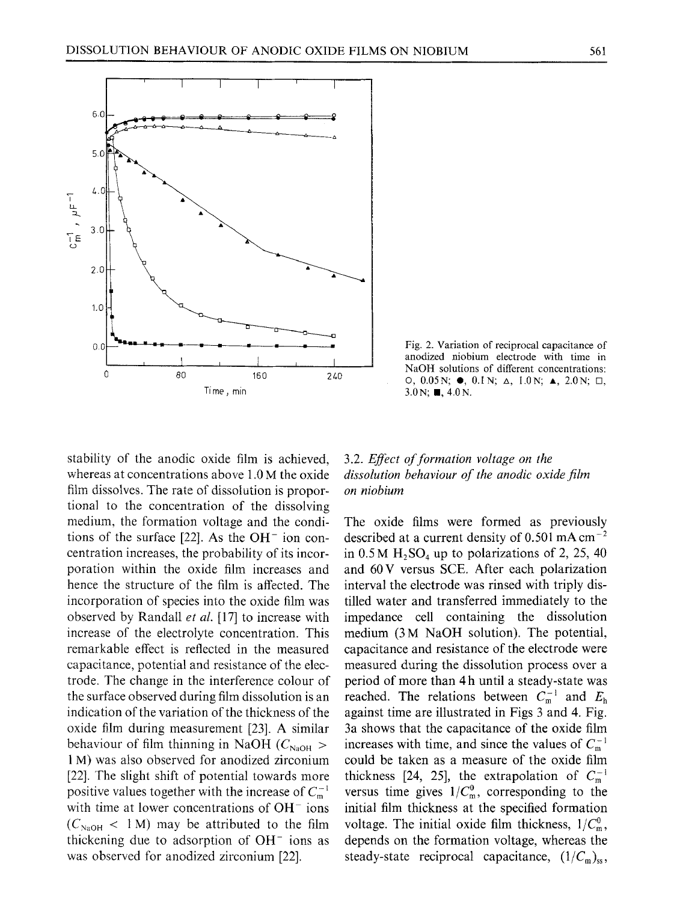Fig. 2. Variation of reciprocal capacitance of anodized niobium electrode with time in NaOH solutions of different concentrations: ○, 0.05 N; ●, 0.1 N; △, 1.0 N; ▲, 2.0 N; □, 3.0 N; ■, 4.0 N.

stability of the anodic oxide film is achieved, whereas at concentrations above 1.0 M the oxide film dissolves. The rate of dissolution is proportional to the concentration of the dissolving medium, the formation voltage and the conditions of the surface [22]. As the $OH^-$ ion concentration increases, the probability of its incorporation within the oxide film increases and hence the structure of the film is affected. The incorporation of species into the oxide film was observed by Randall *et al.* [17] to increase with increase of the electrolyte concentration. This remarkable effect is reflected in the measured capacitance, potential and resistance of the electrode. The change in the interference colour of the surface observed during film dissolution is an indication of the variation of the thickness of the oxide film during measurement [23]. A similar behaviour of film thinning in NaOH ($C_{NaOH} >$ 1 M) was also observed for anodized zirconium [22]. The slight shift of potential towards more positive values together with the increase of $C_m^{-1}$ with time at lower concentrations of $OH^-$ ions ($C_{NaOH} <$ 1 M) may be attributed to the film thickening due to adsorption of $OH^-$ ions as was observed for anodized zirconium [22].

### 3.2. *Effect of formation voltage on the dissolution behaviour of the anodic oxide film on niobium*

The oxide films were formed as previously described at a current density of 0.501 mA cm$^{-2}$ in 0.5 M $H_2SO_4$ up to polarizations of 2, 25, 40 and 60 V versus SCE. After each polarization interval the electrode was rinsed with triply distilled water and transferred immediately to the impedance cell containing the dissolution medium (3 M NaOH solution). The potential, capacitance and resistance of the electrode were measured during the dissolution process over a period of more than 4 h until a steady-state was reached. The relations between $C_m^{-1}$ and $E_h$ against time are illustrated in Figs 3 and 4. Fig. 3a shows that the capacitance of the oxide film increases with time, and since the values of $C_m^{-1}$ could be taken as a measure of the oxide film thickness [24, 25], the extrapolation of $C_m^{-1}$ versus time gives $1/C_m^0$, corresponding to the initial film thickness at the specified formation voltage. The initial oxide film thickness, $1/C_m^0$, depends on the formation voltage, whereas the steady-state reciprocal capacitance, $(1/C_m)_{ss}$,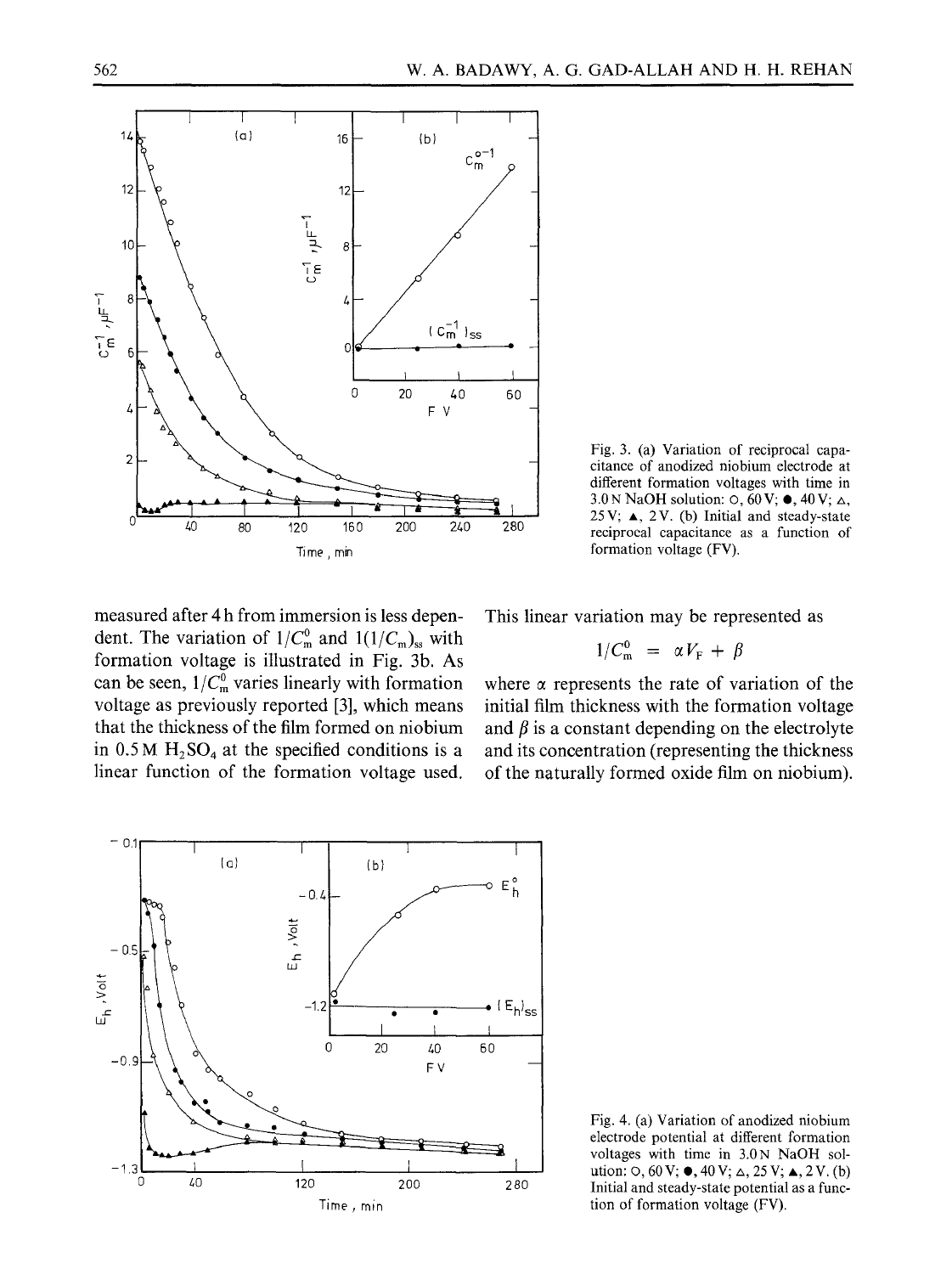Fig. 3. (a) Variation of reciprocal capacitance of anodized niobium electrode at different formation voltages with time in 3.0 N NaOH solution: ○, 60 V; ●, 40 V; △, 25 V; ▲, 2 V. (b) Initial and steady-state reciprocal capacitance as a function of formation voltage (FV).

measured after 4 h from immersion is less dependent. The variation of $1/C_m^0$ and $1(1/C_m)_{ss}$ with formation voltage is illustrated in Fig. 3b. As can be seen, $1/C_m^0$ varies linearly with formation voltage as previously reported [3], which means that the thickness of the film formed on niobium in 0.5 M $H_2SO_4$ at the specified conditions is a linear function of the formation voltage used. This linear variation may be represented as

$$1/C_m^0 = \alpha V_F + \beta$$

where $\alpha$ represents the rate of variation of the initial film thickness with the formation voltage and $\beta$ is a constant depending on the electrolyte and its concentration (representing the thickness of the naturally formed oxide film on niobium).

Fig. 4. (a) Variation of anodized niobium electrode potential at different formation voltages with time in 3.0 N NaOH solution: ○, 60 V; ●, 40 V; △, 25 V; ▲, 2 V. (b) Initial and steady-state potential as a function of formation voltage (FV).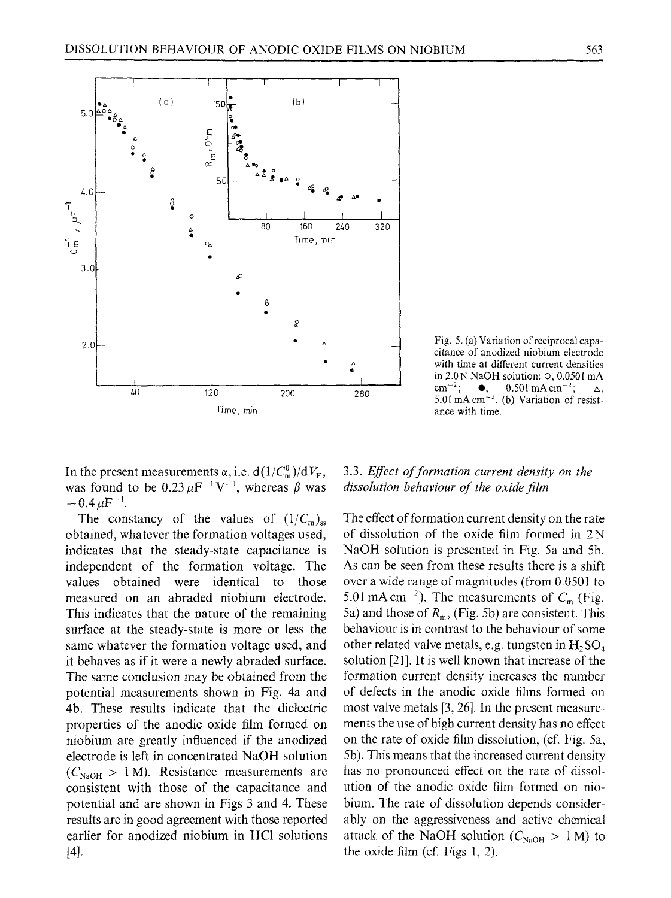Fig. 5. (a) Variation of reciprocal capacitance of anodized niobium electrode with time at different current densities in 2.0 N NaOH solution: ○, 0.0501 mA cm$^{-2}$; ●, 0.501 mA cm$^{-2}$; △, 5.01 mA cm$^{-2}$. (b) Variation of resistance with time.

In the present measurements $\alpha$, i.e. $d(1/C_m^0)/dV_F$, was found to be $0.23\,\mu F^{-1}V^{-1}$, whereas $\beta$ was $-0.4\,\mu F^{-1}$.

The constancy of the values of $(1/C_m)_{ss}$ obtained, whatever the formation voltages used, indicates that the steady-state capacitance is independent of the formation voltage. The values obtained were identical to those measured on an abraded niobium electrode. This indicates that the nature of the remaining surface at the steady-state is more or less the same whatever the formation voltage used, and it behaves as if it were a newly abraded surface. The same conclusion may be obtained from the potential measurements shown in Fig. 4a and 4b. These results indicate that the dielectric properties of the anodic oxide film formed on niobium are greatly influenced if the anodized electrode is left in concentrated NaOH solution ($C_{NaOH} > 1$ M). Resistance measurements are consistent with those of the capacitance and potential and are shown in Figs 3 and 4. These results are in good agreement with those reported earlier for anodized niobium in HCl solutions [4].

### 3.3. *Effect of formation current density on the dissolution behaviour of the oxide film*

The effect of formation current density on the rate of dissolution of the oxide film formed in 2 N NaOH solution is presented in Fig. 5a and 5b. As can be seen from these results there is a shift over a wide range of magnitudes (from 0.0501 to 5.01 mA cm$^{-2}$). The measurements of $C_m$ (Fig. 5a) and those of $R_m$, (Fig. 5b) are consistent. This behaviour is in contrast to the behaviour of some other related valve metals, e.g. tungsten in $H_2SO_4$ solution [21]. It is well known that increase of the formation current density increases the number of defects in the anodic oxide films formed on most valve metals [3, 26]. In the present measurements the use of high current density has no effect on the rate of oxide film dissolution, (cf. Fig. 5a, 5b). This means that the increased current density has no pronounced effect on the rate of dissolution of the anodic oxide film formed on niobium. The rate of dissolution depends considerably on the aggressiveness and active chemical attack of the NaOH solution ($C_{NaOH} > 1$ M) to the oxide film (cf. Figs 1, 2).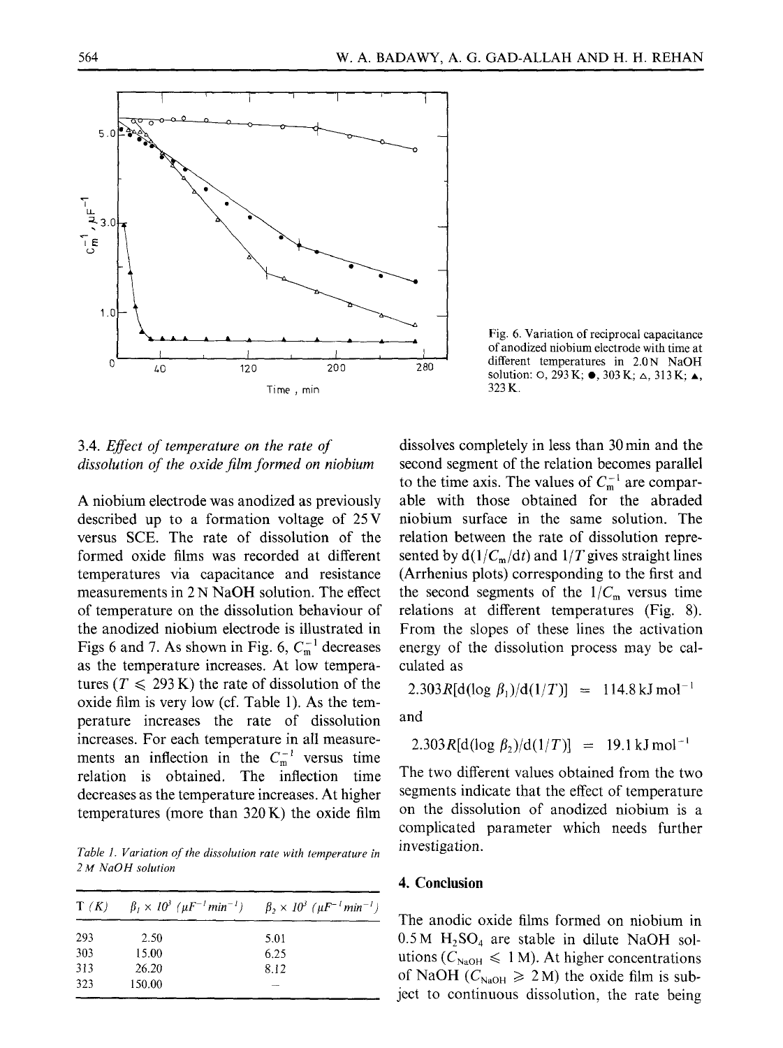Fig. 6. Variation of reciprocal capacitance of anodized niobium electrode with time at different temperatures in 2.0 N NaOH solution: ○, 293 K; ●, 303 K; △, 313 K; ▲, 323 K.

### 3.4. *Effect of temperature on the rate of dissolution of the oxide film formed on niobium*

A niobium electrode was anodized as previously described up to a formation voltage of 25 V versus SCE. The rate of dissolution of the formed oxide films was recorded at different temperatures via capacitance and resistance measurements in 2 N NaOH solution. The effect of temperature on the dissolution behaviour of the anodized niobium electrode is illustrated in Figs 6 and 7. As shown in Fig. 6, $C_m^{-1}$ decreases as the temperature increases. At low temperatures ($T \leqslant 293$ K) the rate of dissolution of the oxide film is very low (cf. Table 1). As the temperature increases the rate of dissolution increases. For each temperature in all measurements an inflection in the $C_m^{-1}$ versus time relation is obtained. The inflection time decreases as the temperature increases. At higher temperatures (more than 320 K) the oxide film dissolves completely in less than 30 min and the second segment of the relation becomes parallel to the time axis. The values of $C_m^{-1}$ are comparable with those obtained for the abraded niobium surface in the same solution. The relation between the rate of dissolution represented by $d(1/C_m/dt)$ and $1/T$ gives straight lines (Arrhenius plots) corresponding to the first and the second segments of the $1/C_m$ versus time relations at different temperatures (Fig. 8). From the slopes of these lines the activation energy of the dissolution process may be calculated as

$$2.303R[d(\log \beta_1)/d(1/T)] = 114.8 \text{ kJ mol}^{-1}$$

and

$$2.303R[d(\log \beta_2)/d(1/T)] = 19.1 \text{ kJ mol}^{-1}$$

The two different values obtained from the two segments indicate that the effect of temperature on the dissolution of anodized niobium is a complicated parameter which needs further investigation.

*Table 1. Variation of the dissolution rate with temperature in 2 M NaOH solution*

| T (K) | $\beta_1 \times 10^3$ ($\mu F^{-1}$ $min^{-1}$) | $\beta_2 \times 10^3$ ($\mu F^{-1}$ $min^{-1}$) |
|---|---|---|
| 293 | 2.50 | 5.01 |
| 303 | 15.00 | 6.25 |
| 313 | 26.20 | 8.12 |
| 323 | 150.00 | — |

## 4. Conclusion

The anodic oxide films formed on niobium in 0.5 M $H_2SO_4$ are stable in dilute NaOH solutions ($C_{NaOH} \leqslant 1$ M). At higher concentrations of NaOH ($C_{NaOH} \geqslant 2$ M) the oxide film is subject to continuous dissolution, the rate being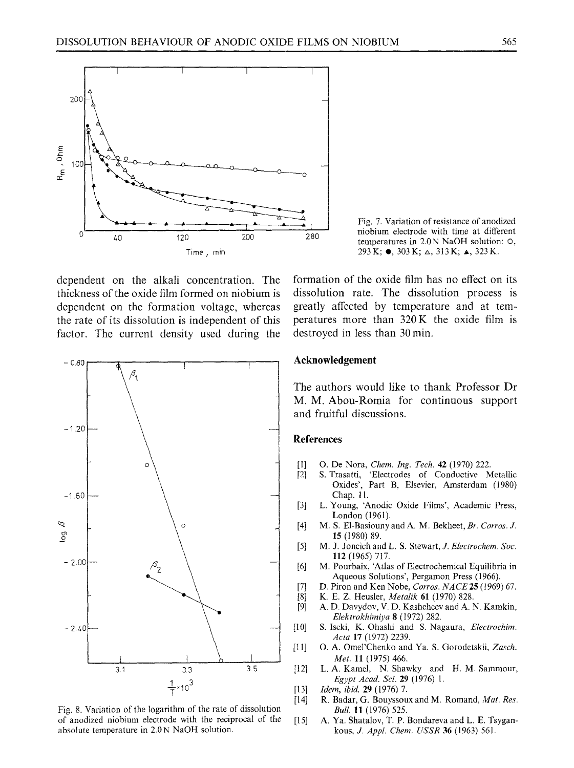Fig. 7. Variation of resistance of anodized niobium electrode with time at different temperatures in 2.0 N NaOH solution: ○, 293 K; ●, 303 K; △, 313 K; ▲, 323 K.

dependent on the alkali concentration. The thickness of the oxide film formed on niobium is dependent on the formation voltage, whereas the rate of its dissolution is independent of this factor. The current density used during the formation of the oxide film has no effect on its dissolution rate. The dissolution process is greatly affected by temperature and at temperatures more than 320 K the oxide film is destroyed in less than 30 min.

Fig. 8. Variation of the logarithm of the rate of dissolution of anodized niobium electrode with the reciprocal of the absolute temperature in 2.0 N NaOH solution.

## Acknowledgement

The authors would like to thank Professor Dr M. M. Abou-Romia for continuous support and fruitful discussions.

## References

[1] O. De Nora, *Chem. Ing. Tech.* **42** (1970) 222.

[2] S. Trasatti, 'Electrodes of Conductive Metallic Oxides', Part B, Elsevier, Amsterdam (1980) Chap. 11.

[3] L. Young, 'Anodic Oxide Films', Academic Press, London (1961).

[4] M. S. El-Basiouny and A. M. Bekheet, *Br. Corros. J.* **15** (1980) 89.

[5] M. J. Joncich and L. S. Stewart, *J. Electrochem. Soc.* **112** (1965) 717.

[6] M. Pourbaix, 'Atlas of Electrochemical Equilibria in Aqueous Solutions', Pergamon Press (1966).

[7] D. Piron and Ken Nobe, *Corros. NACE* **25** (1969) 67.

[8] K. E. Z. Heusler, *Metalik* **61** (1970) 828.

[9] A. D. Davydov, V. D. Kashcheev and A. N. Kamkin, *Elektrokhimiya* **8** (1972) 282.

[10] S. Iseki, K. Ohashi and S. Nagaura, *Electrochim. Acta* **17** (1972) 2239.

[11] O. A. Omel'Chenko and Ya. S. Gorodetskii, *Zasch. Met.* **11** (1975) 466.

[12] L. A. Kamel, N. Shawky and H. M. Sammour, *Egypt Acad. Sci.* **29** (1976) 1.

[13] *Idem, ibid.* **29** (1976) 7.

[14] R. Badar, G. Bouyssoux and M. Romand, *Mat. Res. Bull.* **11** (1976) 525.

[15] A. Ya. Shatalov, T. P. Bondareva and L. E. Tsygankous, *J. Appl. Chem. USSR* **36** (1963) 561.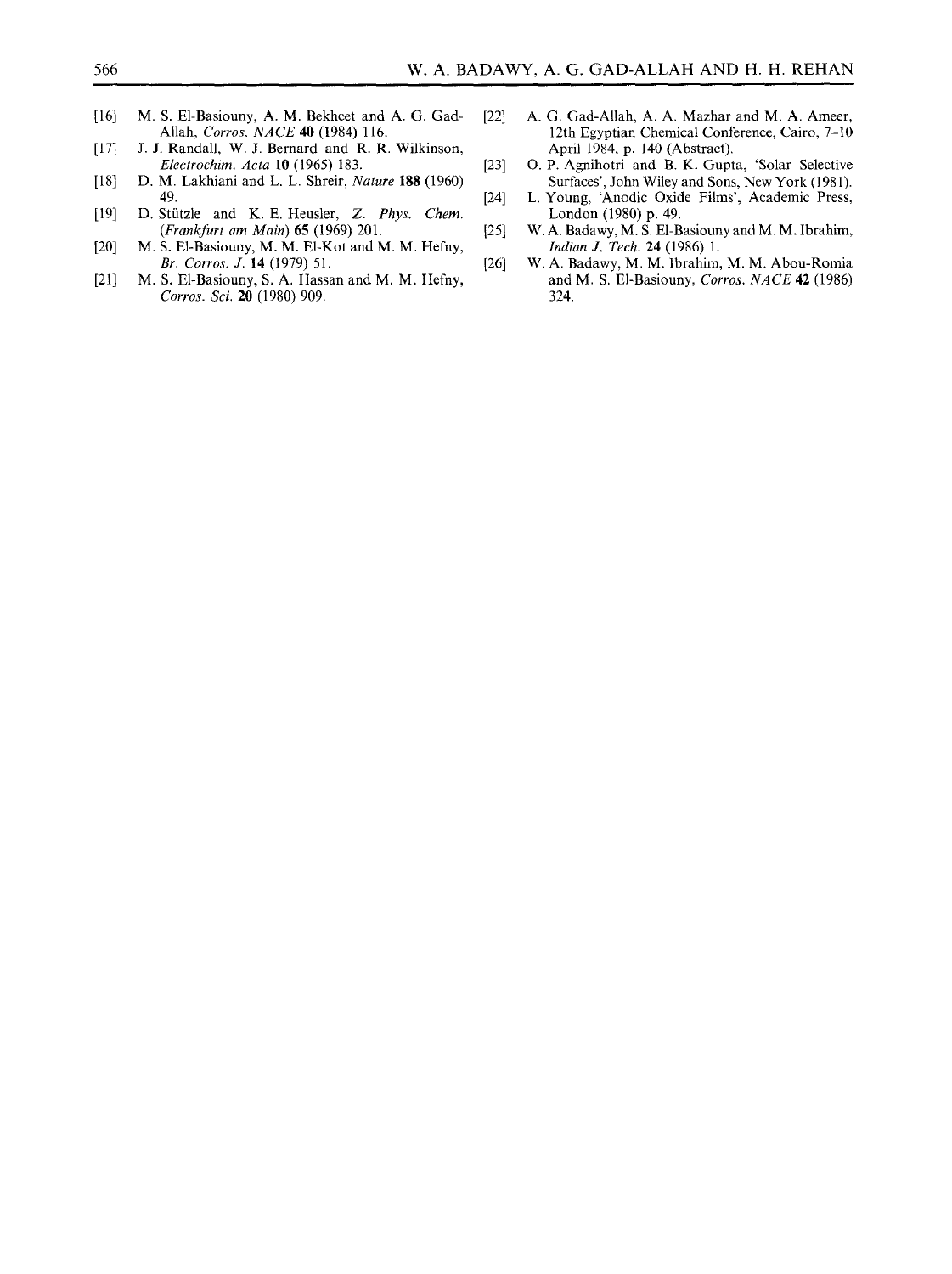[16] M. S. El-Basiouny, A. M. Bekheet and A. G. Gad-Allah, *Corros. NACE* **40** (1984) 116.

[17] J. J. Randall, W. J. Bernard and R. R. Wilkinson, *Electrochim. Acta* **10** (1965) 183.

[18] D. M. Lakhiani and L. L. Shreir, *Nature* **188** (1960) 49.

[19] D. Stützle and K. E. Heusler, *Z. Phys. Chem. (Frankfurt am Main)* **65** (1969) 201.

[20] M. S. El-Basiouny, M. M. El-Kot and M. M. Hefny, *Br. Corros. J.* **14** (1979) 51.

[21] M. S. El-Basiouny, S. A. Hassan and M. M. Hefny, *Corros. Sci.* **20** (1980) 909.

[22] A. G. Gad-Allah, A. A. Mazhar and M. A. Ameer, 12th Egyptian Chemical Conference, Cairo, 7–10 April 1984, p. 140 (Abstract).

[23] O. P. Agnihotri and B. K. Gupta, 'Solar Selective Surfaces', John Wiley and Sons, New York (1981).

[24] L. Young, 'Anodic Oxide Films', Academic Press, London (1980) p. 49.

[25] W. A. Badawy, M. S. El-Basiouny and M. M. Ibrahim, *Indian J. Tech.* **24** (1986) 1.

[26] W. A. Badawy, M. M. Ibrahim, M. M. Abou-Romia and M. S. El-Basiouny, *Corros. NACE* **42** (1986) 324.